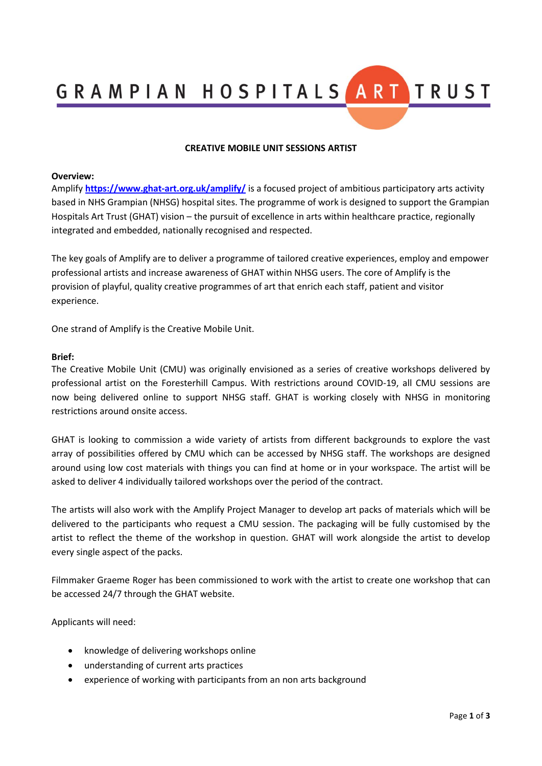GRAMPIAN HOSPITALS ART TRUST

# CREATIVE MOBILE UNIT SESSIONS ARTIST

**Overview:**

Amplify **https://www.ghat-art.org.uk/amplify/** is a focused project of ambitious participatory arts activity based in NHS Grampian (NHSG) hospital sites. The programme of work is designed to support the Grampian Hospitals Art Trust (GHAT) vision – the pursuit of excellence in arts within healthcare practice, regionally integrated and embedded, nationally recognised and respected.

The key goals of Amplify are to deliver a programme of tailored creative experiences, employ and empower professional artists and increase awareness of GHAT within NHSG users. The core of Amplify is the provision of playful, quality creative programmes of art that enrich each staff, patient and visitor experience.

One strand of Amplify is the Creative Mobile Unit.

**Brief:**

The Creative Mobile Unit (CMU) was originally envisioned as a series of creative workshops delivered by professional artist on the Foresterhill Campus. With restrictions around COVID-19, all CMU sessions are now being delivered online to support NHSG staff. GHAT is working closely with NHSG in monitoring restrictions around onsite access.

GHAT is looking to commission a wide variety of artists from different backgrounds to explore the vast array of possibilities offered by CMU which can be accessed by NHSG staff. The workshops are designed around using low cost materials with things you can find at home or in your workspace. The artist will be asked to deliver 4 individually tailored workshops over the period of the contract.

The artists will also work with the Amplify Project Manager to develop art packs of materials which will be delivered to the participants who request a CMU session. The packaging will be fully customised by the artist to reflect the theme of the workshop in question. GHAT will work alongside the artist to develop every single aspect of the packs.

Filmmaker Graeme Roger has been commissioned to work with the artist to create one workshop that can be accessed 24/7 through the GHAT website.

Applicants will need:

- knowledge of delivering workshops online
- understanding of current arts practices
- experience of working with participants from an non arts background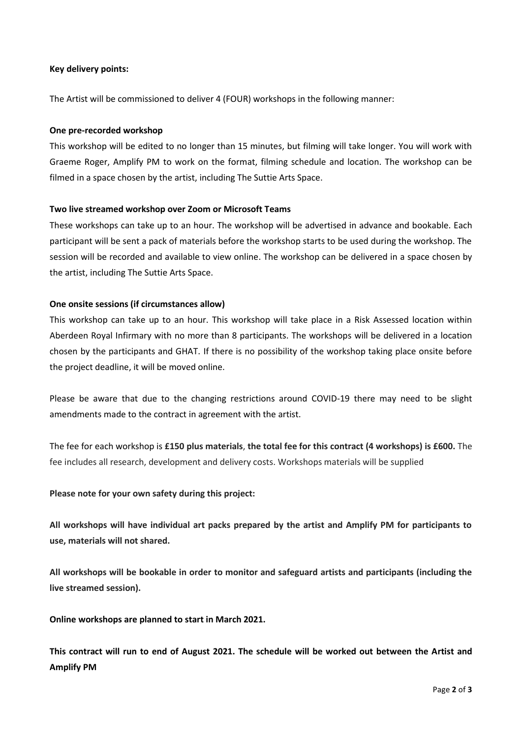**Key delivery points:**

The Artist will be commissioned to deliver 4 (FOUR) workshops in the following manner:

**One pre-recorded workshop**

This workshop will be edited to no longer than 15 minutes, but filming will take longer. You will work with Graeme Roger, Amplify PM to work on the format, filming schedule and location. The workshop can be filmed in a space chosen by the artist, including The Suttie Arts Space.

**Two live streamed workshop over Zoom or Microsoft Teams**

These workshops can take up to an hour. The workshop will be advertised in advance and bookable. Each participant will be sent a pack of materials before the workshop starts to be used during the workshop. The session will be recorded and available to view online. The workshop can be delivered in a space chosen by the artist, including The Suttie Arts Space.

**One onsite sessions (if circumstances allow)**

This workshop can take up to an hour. This workshop will take place in a Risk Assessed location within Aberdeen Royal Infirmary with no more than 8 participants. The workshops will be delivered in a location chosen by the participants and GHAT. If there is no possibility of the workshop taking place onsite before the project deadline, it will be moved online.

Please be aware that due to the changing restrictions around COVID-19 there may need to be slight amendments made to the contract in agreement with the artist.

The fee for each workshop is **£150 plus materials**, **the total fee for this contract (4 workshops) is £600.** The fee includes all research, development and delivery costs. Workshops materials will be supplied

**Please note for your own safety during this project:**

**All workshops will have individual art packs prepared by the artist and Amplify PM for participants to use, materials will not shared.**

**All workshops will be bookable in order to monitor and safeguard artists and participants (including the live streamed session).**

**Online workshops are planned to start in March 2021.**

**This contract will run to end of August 2021. The schedule will be worked out between the Artist and Amplify PM**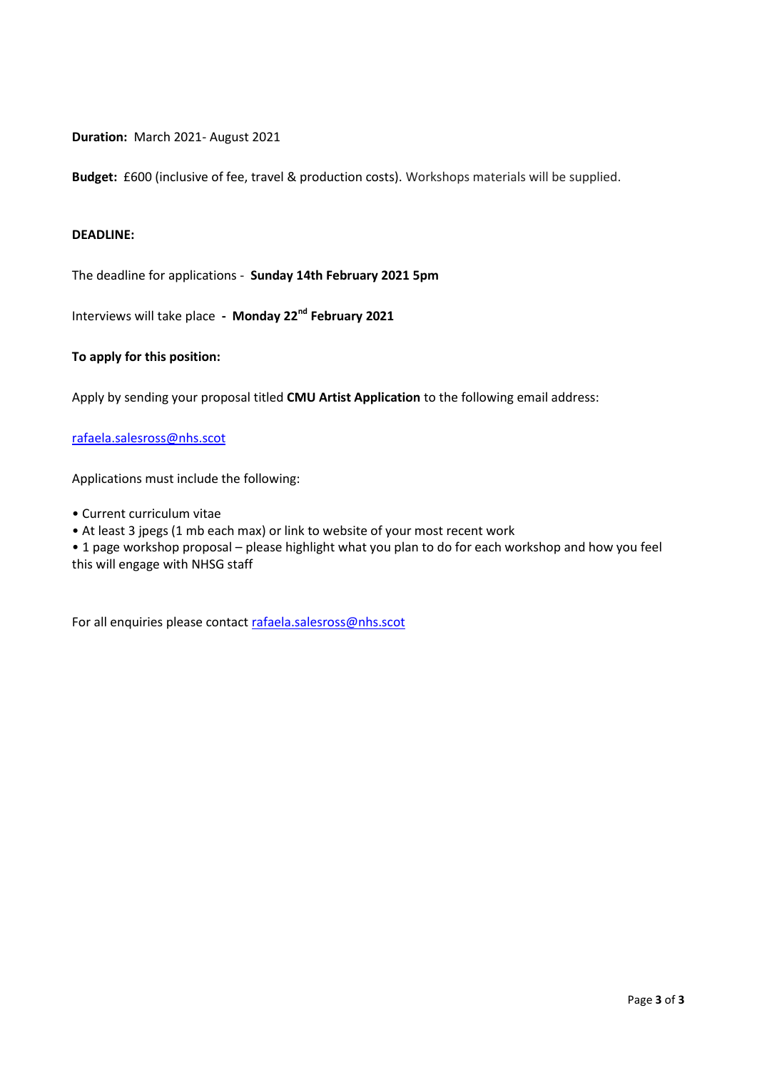**Duration:** March 2021- August 2021

**Budget:** £600 (inclusive of fee, travel & production costs). Workshops materials will be supplied.

**DEADLINE:**

The deadline for applications - **Sunday 14th February 2021 5pm**

Interviews will take place **- Monday 22nd February 2021**

**To apply for this position:**

Apply by sending your proposal titled **CMU Artist Application** to the following email address:

rafaela.salesross@nhs.scot

Applications must include the following:

- Current curriculum vitae
- At least 3 jpegs (1 mb each max) or link to website of your most recent work
- 1 page workshop proposal – please highlight what you plan to do for each workshop and how you feel this will engage with NHSG staff

For all enquiries please contact rafaela.salesross@nhs.scot